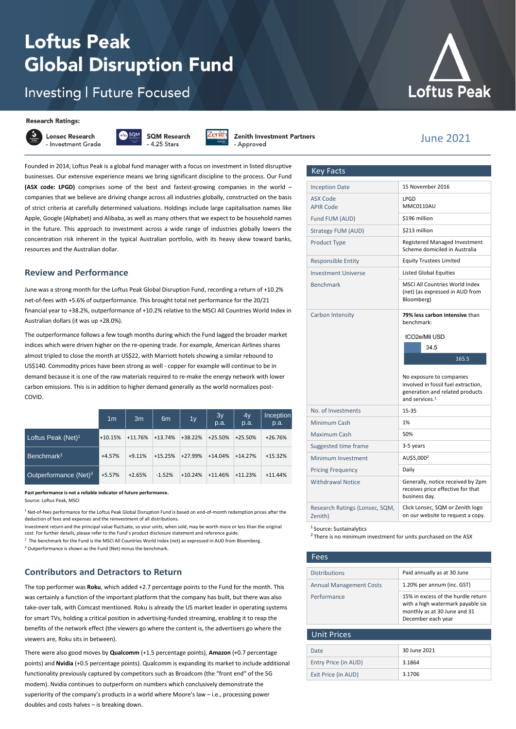# Loftus Peak Global Disruption Fund

Investing | Future Focused

Loftus Peak

**Research Ratings:**

Lonsec Research - Investment Grade

SQM Research - 4.25 Stars

Zenith Investment Partners - Approved

June 2021

Founded in 2014, Loftus Peak is a global fund manager with a focus on investment in listed disruptive businesses. Our extensive experience means we bring significant discipline to the process. Our Fund **(ASX code: LPGD)** comprises some of the best and fastest-growing companies in the world – companies that we believe are driving change across all industries globally, constructed on the basis of strict criteria at carefully determined valuations. Holdings include large capitalisation names like Apple, Google (Alphabet) and Alibaba, as well as many others that we expect to be household names in the future. This approach to investment across a wide range of industries globally lowers the concentration risk inherent in the typical Australian portfolio, with its heavy skew toward banks, resources and the Australian dollar.

## Review and Performance

June was a strong month for the Loftus Peak Global Disruption Fund, recording a return of +10.2% net-of-fees with +5.6% of outperformance. This brought total net performance for the 20/21 financial year to +38.2%, outperformance of +10.2% relative to the MSCI All Countries World Index in Australian dollars (it was up +28.0%).

The outperformance follows a few tough months during which the Fund lagged the broader market indices which were driven higher on the re-opening trade. For example, American Airlines shares almost tripled to close the month at US$22, with Marriott hotels showing a similar rebound to US$140. Commodity prices have been strong as well - copper for example will continue to be in demand because it is one of the raw materials required to re-make the energy network with lower carbon emissions. This is in addition to higher demand generally as the world normalizes post-COVID.

| | 1m | 3m | 6m | 1y | 3y p.a. | 4y p.a. | Inception p.a. |
|---|---|---|---|---|---|---|---|
| Loftus Peak (Net)[1] | +10.15% | +11.76% | +13.74% | +38.22% | +25.50% | +25.50% | +26.76% |
| Benchmark[2] | +4.57% | +9.11% | +15.25% | +27.99% | +14.04% | +14.27% | +15.32% |
| Outperformance (Net)[3] | +5.57% | +2.65% | -1.52% | +10.24% | +11.46% | +11.23% | +11.44% |

**Past performance is not a reliable indicator of future performance.**
Source: Loftus Peak, MSCI

[1] Net-of-fees performance for the Loftus Peak Global Disruption Fund is based on end-of-month redemption prices after the deduction of fees and expenses and the reinvestment of all distributions.
Investment return and the principal value fluctuate, so your units, when sold, may be worth more or less than the original cost. For further details, please refer to the Fund's product disclosure statement and reference guide.
[2] The benchmark for the Fund is the MSCI All Countries World Index (net) as expressed in AUD from Bloomberg.
[3] Outperformance is shown as the Fund (Net) minus the benchmark.

## Contributors and Detractors to Return

The top performer was **Roku**, which added +2.7 percentage points to the Fund for the month. This was certainly a function of the important platform that the company has built, but there was also take-over talk, with Comcast mentioned. Roku is already the US market leader in operating systems for smart TVs, holding a critical position in advertising-funded streaming, enabling it to reap the benefits of the network effect (the viewers go where the content is, the advertisers go where the viewers are, Roku sits in between).

There were also good moves by **Qualcomm** (+1.5 percentage points), **Amazon** (+0.7 percentage points) and **Nvidia** (+0.5 percentage points). Qualcomm is expanding its market to include additional functionality previously captured by competitors such as Broadcom (the "front end" of the 5G modem). Nvidia continues to outperform on numbers which conclusively demonstrate the superiority of the company's products in a world where Moore's law – i.e., processing power doubles and costs halves – is breaking down.

## Key Facts

| | |
|---|---|
| Inception Date | 15 November 2016 |
| ASX Code<br>APIR Code | LPGD<br>MMC0110AU |
| Fund FUM (AUD) | $196 million |
| Strategy FUM (AUD) | $213 million |
| Product Type | Registered Managed Investment Scheme domiciled in Australia |
| Responsible Entity | Equity Trustees Limited |
| Investment Universe | Listed Global Equities |
| Benchmark | MSCI All Countries World Index (net) (as expressed in AUD from Bloomberg) |
| Carbon Intensity | **79% less carbon intensive** than benchmark:<br>tCO2e/Mil USD: 34.5 / 165.5<br>No exposure to companies involved in fossil fuel extraction, generation and related products and services.[1] |
| No. of Investments | 15-35 |
| Minimum Cash | 1% |
| Maximum Cash | 50% |
| Suggested time frame | 3-5 years |
| Minimum Investment | AU$5,000[2] |
| Pricing Frequency | Daily |
| Withdrawal Notice | Generally, notice received by 2pm receives price effective for that business day. |
| Research Ratings (Lonsec, SQM, Zenith) | Click Lonsec, SQM or Zenith logo on our website to request a copy. |

[1] Source: Sustainalytics
[2] There is no minimum investment for units purchased on the ASX

## Fees

| | |
|---|---|
| Distributions | Paid annually as at 30 June |
| Annual Management Costs | 1.20% per annum (inc. GST) |
| Performance | 15% in excess of the hurdle return with a high watermark payable six monthly as at 30 June and 31 December each year |

## Unit Prices

| | |
|---|---|
| Date | 30 June 2021 |
| Entry Price (in AUD) | 3.1864 |
| Exit Price (in AUD) | 3.1706 |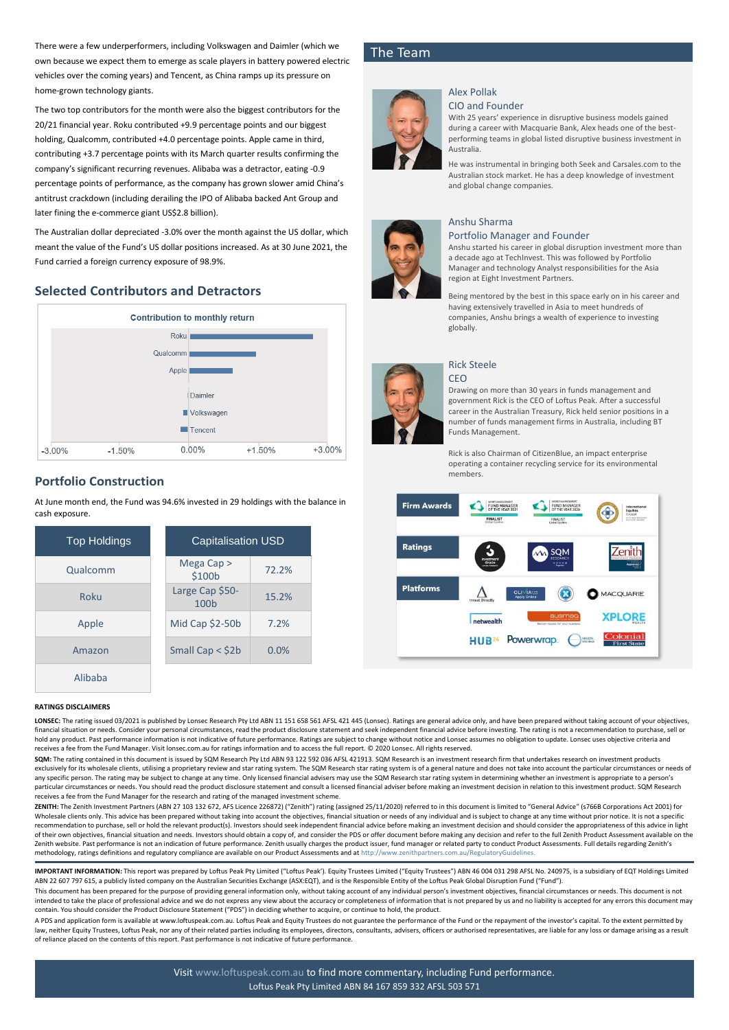There were a few underperformers, including Volkswagen and Daimler (which we own because we expect them to emerge as scale players in battery powered electric vehicles over the coming years) and Tencent, as China ramps up its pressure on home-grown technology giants.

The two top contributors for the month were also the biggest contributors for the 20/21 financial year. Roku contributed +9.9 percentage points and our biggest holding, Qualcomm, contributed +4.0 percentage points. Apple came in third, contributing +3.7 percentage points with its March quarter results confirming the company's significant recurring revenues. Alibaba was a detractor, eating -0.9 percentage points of performance, as the company has grown slower amid China's antitrust crackdown (including derailing the IPO of Alibaba backed Ant Group and later fining the e-commerce giant US$2.8 billion).

The Australian dollar depreciated -3.0% over the month against the US dollar, which meant the value of the Fund's US dollar positions increased. As at 30 June 2021, the Fund carried a foreign currency exposure of 98.9%.

## Selected Contributors and Detractors

Contribution to monthly return

Roku
Qualcomm
Apple
Daimler
Volkswagen
Tencent

-3.00% -1.50% 0.00% +1.50% +3.00%

## Portfolio Construction

At June month end, the Fund was 94.6% invested in 29 holdings with the balance in cash exposure.

| Top Holdings |
|---|
| Qualcomm |
| Roku |
| Apple |
| Amazon |
| Alibaba |

| Capitalisation USD | |
|---|---|
| Mega Cap > $100b | 72.2% |
| Large Cap $50-100b | 15.2% |
| Mid Cap $2-50b | 7.2% |
| Small Cap < $2b | 0.0% |

## The Team

### Alex Pollak
**CIO and Founder**

With 25 years' experience in disruptive business models gained during a career with Macquarie Bank, Alex heads one of the best-performing teams in global listed disruptive business investment in Australia.

He was instrumental in bringing both Seek and Carsales.com to the Australian stock market. He has a deep knowledge of investment and global change companies.

### Anshu Sharma
**Portfolio Manager and Founder**

Anshu started his career in global disruption investment more than a decade ago at TechInvest. This was followed by Portfolio Manager and technology Analyst responsibilities for the Asia region at Eight Investment Partners.

Being mentored by the best in this space early on in his career and having extensively travelled in Asia to meet hundreds of companies, Anshu brings a wealth of experience to investing globally.

### Rick Steele
**CEO**

Drawing on more than 30 years in funds management and government Rick is the CEO of Loftus Peak. After a successful career in the Australian Treasury, Rick held senior positions in a number of funds management firms in Australia, including BT Funds Management.

Rick is also Chairman of CitizenBlue, an impact enterprise operating a container recycling service for its environmental members.

**Firm Awards**

**Ratings**

**Platforms**

**RATINGS DISCLAIMERS**

**LONSEC:** The rating issued 03/2021 is published by Lonsec Research Pty Ltd ABN 11 151 658 561 AFSL 421 445 (Lonsec). Ratings are general advice only, and have been prepared without taking account of your objectives, financial situation or needs. Consider your personal circumstances, read the product disclosure statement and seek independent financial advice before investing. The rating is not a recommendation to purchase, sell or hold any product. Past performance information is not indicative of future performance. Ratings are subject to change without notice and Lonsec assumes no obligation to update. Lonsec uses objective criteria and receives a fee from the Fund Manager. Visit lonsec.com.au for ratings information and to access the full report. © 2020 Lonsec. All rights reserved.

**SQM:** The rating contained in this document is issued by SQM Research Pty Ltd ABN 93 122 592 036 AFSL 421913. SQM Research is an investment research firm that undertakes research on investment products exclusively for its wholesale clients, utilising a proprietary review and star rating system. The SQM Research star rating system is of a general nature and does not take into account the particular circumstances or needs of any specific person. The rating may be subject to change at any time. Only licensed financial advisers may use the SQM Research star rating system in determining whether an investment is appropriate to a person's particular circumstances or needs. You should read the product disclosure statement and consult a licensed financial adviser before making an investment decision in relation to this investment product. SQM Research receives a fee from the Fund Manager for the research and rating of the managed investment scheme.

**ZENITH:** The Zenith Investment Partners (ABN 27 103 132 672, AFS Licence 226872) ("Zenith") rating (assigned 25/11/2020) referred to in this document is limited to "General Advice" (s766B Corporations Act 2001) for Wholesale clients only. This advice has been prepared without taking into account the objectives, financial situation or needs of any individual and is subject to change at any time without prior notice. It is not a specific recommendation to purchase, sell or hold the relevant product(s). Investors should seek independent financial advice before making an investment decision and should consider the appropriateness of this advice in light of their own objectives, financial situation and needs. Investors should obtain a copy of, and consider the PDS or offer document before making any decision and refer to the full Zenith Product Assessment available on the Zenith website. Past performance is not an indication of future performance. Zenith usually charges the product issuer, fund manager or related party to conduct Product Assessments. Full details regarding Zenith's methodology, ratings definitions and regulatory compliance are available on our Product Assessments and at http://www.zenithpartners.com.au/RegulatoryGuidelines.

**IMPORTANT INFORMATION:** This report was prepared by Loftus Peak Pty Limited ("Loftus Peak'). Equity Trustees Limited ("Equity Trustees") ABN 46 004 031 298 AFSL No. 240975, is a subsidiary of EQT Holdings Limited ABN 22 607 797 615, a publicly listed company on the Australian Securities Exchange (ASX:EQT), and is the Responsible Entity of the Loftus Peak Global Disruption Fund ("Fund").

This document has been prepared for the purpose of providing general information only, without taking account of any individual person's investment objectives, financial circumstances or needs. This document is not intended to take the place of professional advice and we do not express any view about the accuracy or completeness of information that is not prepared by us and no liability is accepted for any errors this document may contain. You should consider the Product Disclosure Statement ("PDS") in deciding whether to acquire, or continue to hold, the product.

A PDS and application form is available at www.loftuspeak.com.au. Loftus Peak and Equity Trustees do not guarantee the performance of the Fund or the repayment of the investor's capital. To the extent permitted by law, neither Equity Trustees, Loftus Peak, nor any of their related parties including its employees, directors, consultants, advisers, officers or authorised representatives, are liable for any loss or damage arising as a result of reliance placed on the contents of this report. Past performance is not indicative of future performance.

Visit www.loftuspeak.com.au to find more commentary, including Fund performance.
Loftus Peak Pty Limited ABN 84 167 859 332 AFSL 503 571